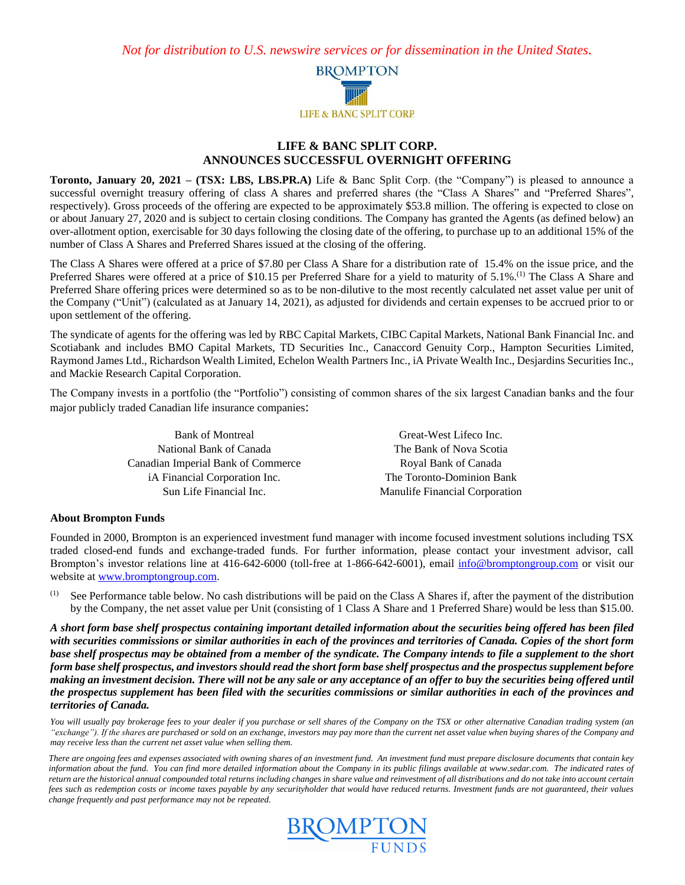*Not for distribution to U.S. newswire services or for dissemination in the United States.*

BROMPTON

LIFE & BANC SPLIT CORP.

# LIFE & BANC SPLIT CORP.
# ANNOUNCES SUCCESSFUL OVERNIGHT OFFERING

**Toronto, January 20, 2021 – (TSX: LBS, LBS.PR.A)** Life & Banc Split Corp. (the "Company") is pleased to announce a successful overnight treasury offering of class A shares and preferred shares (the "Class A Shares" and "Preferred Shares", respectively). Gross proceeds of the offering are expected to be approximately $53.8 million. The offering is expected to close on or about January 27, 2020 and is subject to certain closing conditions. The Company has granted the Agents (as defined below) an over-allotment option, exercisable for 30 days following the closing date of the offering, to purchase up to an additional 15% of the number of Class A Shares and Preferred Shares issued at the closing of the offering.

The Class A Shares were offered at a price of $7.80 per Class A Share for a distribution rate of 15.4% on the issue price, and the Preferred Shares were offered at a price of $10.15 per Preferred Share for a yield to maturity of 5.1%.[(1)] The Class A Share and Preferred Share offering prices were determined so as to be non-dilutive to the most recently calculated net asset value per unit of the Company ("Unit") (calculated as at January 14, 2021), as adjusted for dividends and certain expenses to be accrued prior to or upon settlement of the offering.

The syndicate of agents for the offering was led by RBC Capital Markets, CIBC Capital Markets, National Bank Financial Inc. and Scotiabank and includes BMO Capital Markets, TD Securities Inc., Canaccord Genuity Corp., Hampton Securities Limited, Raymond James Ltd., Richardson Wealth Limited, Echelon Wealth Partners Inc., iA Private Wealth Inc., Desjardins Securities Inc., and Mackie Research Capital Corporation.

The Company invests in a portfolio (the "Portfolio") consisting of common shares of the six largest Canadian banks and the four major publicly traded Canadian life insurance companies:

| | |
|---|---|
| Bank of Montreal | Great-West Lifeco Inc. |
| National Bank of Canada | The Bank of Nova Scotia |
| Canadian Imperial Bank of Commerce | Royal Bank of Canada |
| iA Financial Corporation Inc. | The Toronto-Dominion Bank |
| Sun Life Financial Inc. | Manulife Financial Corporation |

**About Brompton Funds**

Founded in 2000, Brompton is an experienced investment fund manager with income focused investment solutions including TSX traded closed-end funds and exchange-traded funds. For further information, please contact your investment advisor, call Brompton's investor relations line at 416-642-6000 (toll-free at 1-866-642-6001), email info@bromptongroup.com or visit our website at www.bromptongroup.com.

(1) See Performance table below. No cash distributions will be paid on the Class A Shares if, after the payment of the distribution by the Company, the net asset value per Unit (consisting of 1 Class A Share and 1 Preferred Share) would be less than $15.00.

***A short form base shelf prospectus containing important detailed information about the securities being offered has been filed with securities commissions or similar authorities in each of the provinces and territories of Canada. Copies of the short form base shelf prospectus may be obtained from a member of the syndicate. The Company intends to file a supplement to the short form base shelf prospectus, and investors should read the short form base shelf prospectus and the prospectus supplement before making an investment decision. There will not be any sale or any acceptance of an offer to buy the securities being offered until the prospectus supplement has been filed with the securities commissions or similar authorities in each of the provinces and territories of Canada.***

*You will usually pay brokerage fees to your dealer if you purchase or sell shares of the Company on the TSX or other alternative Canadian trading system (an "exchange"). If the shares are purchased or sold on an exchange, investors may pay more than the current net asset value when buying shares of the Company and may receive less than the current net asset value when selling them.*

*There are ongoing fees and expenses associated with owning shares of an investment fund. An investment fund must prepare disclosure documents that contain key information about the fund. You can find more detailed information about the Company in its public filings available at www.sedar.com. The indicated rates of return are the historical annual compounded total returns including changes in share value and reinvestment of all distributions and do not take into account certain fees such as redemption costs or income taxes payable by any securityholder that would have reduced returns. Investment funds are not guaranteed, their values change frequently and past performance may not be repeated.*

BROMPTON FUNDS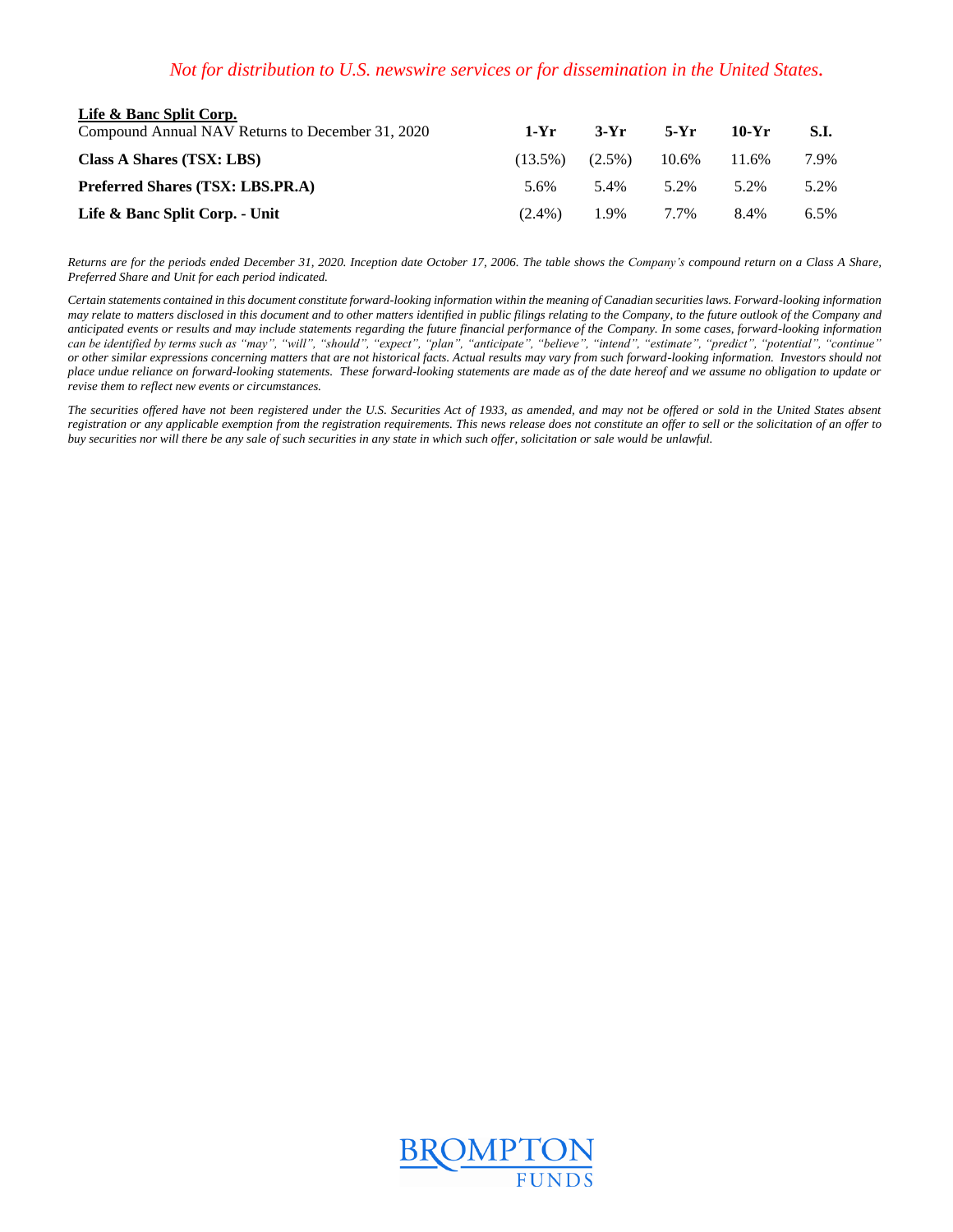*Not for distribution to U.S. newswire services or for dissemination in the United States.*

| **Life & Banc Split Corp.**<br>Compound Annual NAV Returns to December 31, 2020 | **1-Yr** | **3-Yr** | **5-Yr** | **10-Yr** | **S.I.** |
|---|---|---|---|---|---|
| **Class A Shares (TSX: LBS)** | (13.5%) | (2.5%) | 10.6% | 11.6% | 7.9% |
| **Preferred Shares (TSX: LBS.PR.A)** | 5.6% | 5.4% | 5.2% | 5.2% | 5.2% |
| **Life & Banc Split Corp. - Unit** | (2.4%) | 1.9% | 7.7% | 8.4% | 6.5% |

*Returns are for the periods ended December 31, 2020. Inception date October 17, 2006. The table shows the Company's compound return on a Class A Share, Preferred Share and Unit for each period indicated.*

*Certain statements contained in this document constitute forward-looking information within the meaning of Canadian securities laws. Forward-looking information may relate to matters disclosed in this document and to other matters identified in public filings relating to the Company, to the future outlook of the Company and anticipated events or results and may include statements regarding the future financial performance of the Company. In some cases, forward-looking information can be identified by terms such as "may", "will", "should", "expect", "plan", "anticipate", "believe", "intend", "estimate", "predict", "potential", "continue" or other similar expressions concerning matters that are not historical facts. Actual results may vary from such forward-looking information. Investors should not place undue reliance on forward-looking statements. These forward-looking statements are made as of the date hereof and we assume no obligation to update or revise them to reflect new events or circumstances.*

*The securities offered have not been registered under the U.S. Securities Act of 1933, as amended, and may not be offered or sold in the United States absent registration or any applicable exemption from the registration requirements. This news release does not constitute an offer to sell or the solicitation of an offer to buy securities nor will there be any sale of such securities in any state in which such offer, solicitation or sale would be unlawful.*

BROMPTON FUNDS